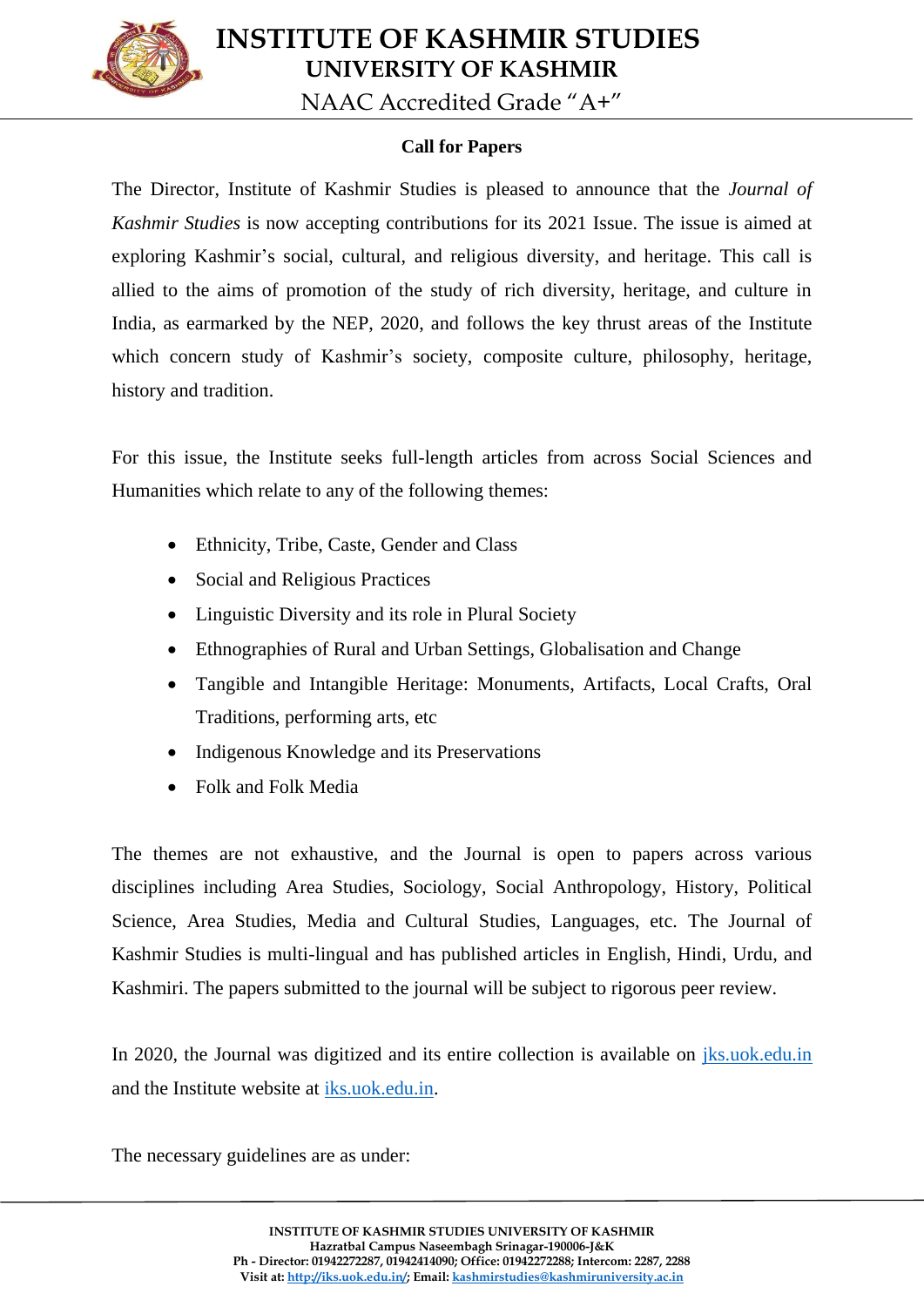# INSTITUTE OF KASHMIR STUDIES
## UNIVERSITY OF KASHMIR
NAAC Accredited Grade "A+"

**Call for Papers**

The Director, Institute of Kashmir Studies is pleased to announce that the *Journal of Kashmir Studies* is now accepting contributions for its 2021 Issue. The issue is aimed at exploring Kashmir's social, cultural, and religious diversity, and heritage. This call is allied to the aims of promotion of the study of rich diversity, heritage, and culture in India, as earmarked by the NEP, 2020, and follows the key thrust areas of the Institute which concern study of Kashmir's society, composite culture, philosophy, heritage, history and tradition.

For this issue, the Institute seeks full-length articles from across Social Sciences and Humanities which relate to any of the following themes:

- Ethnicity, Tribe, Caste, Gender and Class
- Social and Religious Practices
- Linguistic Diversity and its role in Plural Society
- Ethnographies of Rural and Urban Settings, Globalisation and Change
- Tangible and Intangible Heritage: Monuments, Artifacts, Local Crafts, Oral Traditions, performing arts, etc
- Indigenous Knowledge and its Preservations
- Folk and Folk Media

The themes are not exhaustive, and the Journal is open to papers across various disciplines including Area Studies, Sociology, Social Anthropology, History, Political Science, Area Studies, Media and Cultural Studies, Languages, etc. The Journal of Kashmir Studies is multi-lingual and has published articles in English, Hindi, Urdu, and Kashmiri. The papers submitted to the journal will be subject to rigorous peer review.

In 2020, the Journal was digitized and its entire collection is available on [jks.uok.edu.in](jks.uok.edu.in) and the Institute website at [iks.uok.edu.in](iks.uok.edu.in).

The necessary guidelines are as under:

**INSTITUTE OF KASHMIR STUDIES UNIVERSITY OF KASHMIR**
**Hazratbal Campus Naseembagh Srinagar-190006-J&K**
**Ph - Director: 01942272287, 01942414090; Office: 01942272288; Intercom: 2287, 2288**
**Visit at: [http://iks.uok.edu.in/](http://iks.uok.edu.in/); Email: [kashmirstudies@kashmiruniversity.ac.in](mailto:kashmirstudies@kashmiruniversity.ac.in)**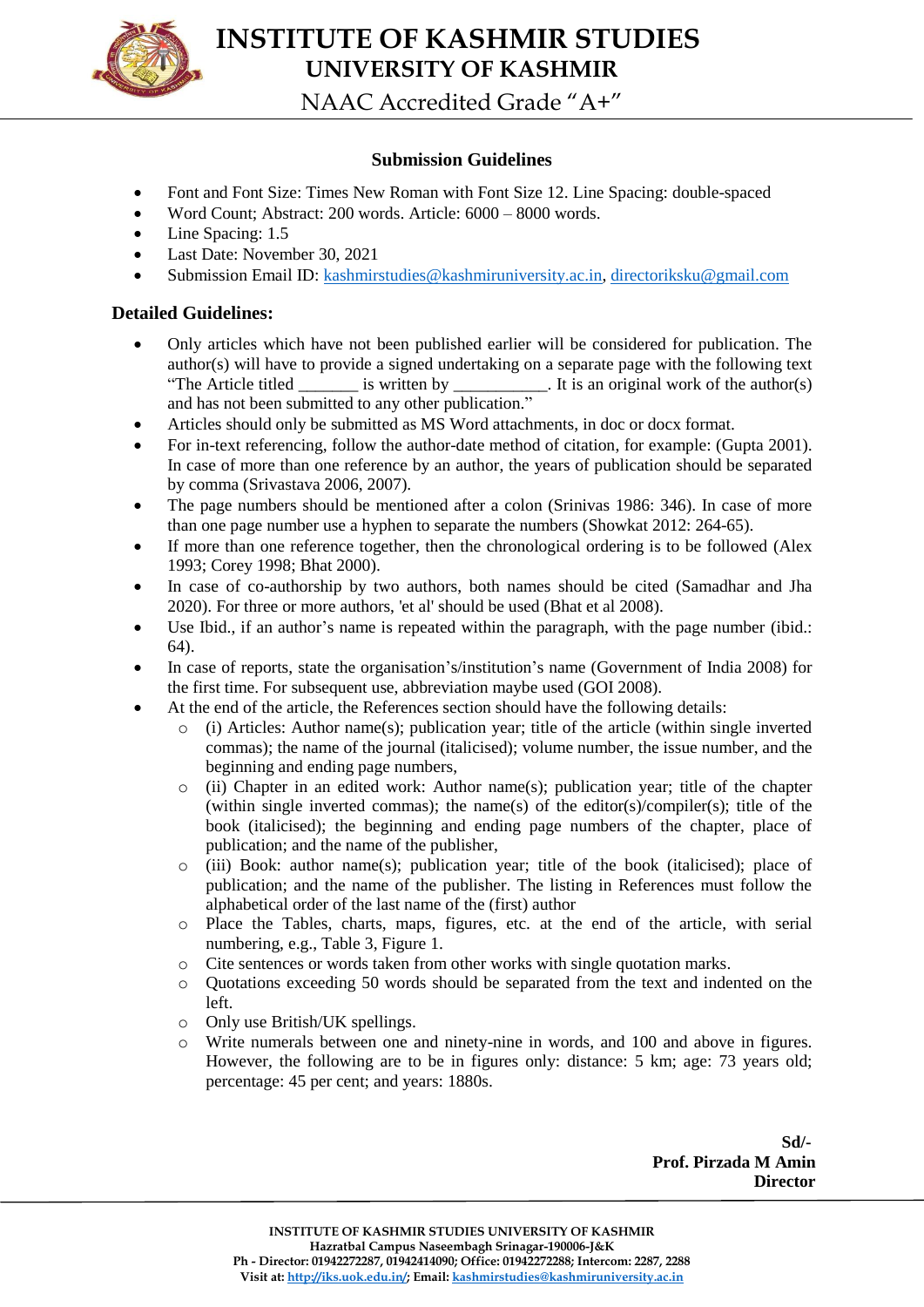# INSTITUTE OF KASHMIR STUDIES
## UNIVERSITY OF KASHMIR
NAAC Accredited Grade "A+"

**Submission Guidelines**

- Font and Font Size: Times New Roman with Font Size 12. Line Spacing: double-spaced
- Word Count; Abstract: 200 words. Article: 6000 – 8000 words.
- Line Spacing: 1.5
- Last Date: November 30, 2021
- Submission Email ID: kashmirstudies@kashmiruniversity.ac.in, directoriksku@gmail.com

## Detailed Guidelines:

- Only articles which have not been published earlier will be considered for publication. The author(s) will have to provide a signed undertaking on a separate page with the following text "The Article titled _______ is written by ___________. It is an original work of the author(s) and has not been submitted to any other publication."
- Articles should only be submitted as MS Word attachments, in doc or docx format.
- For in-text referencing, follow the author-date method of citation, for example: (Gupta 2001). In case of more than one reference by an author, the years of publication should be separated by comma (Srivastava 2006, 2007).
- The page numbers should be mentioned after a colon (Srinivas 1986: 346). In case of more than one page number use a hyphen to separate the numbers (Showkat 2012: 264-65).
- If more than one reference together, then the chronological ordering is to be followed (Alex 1993; Corey 1998; Bhat 2000).
- In case of co-authorship by two authors, both names should be cited (Samadhar and Jha 2020). For three or more authors, 'et al' should be used (Bhat et al 2008).
- Use Ibid., if an author's name is repeated within the paragraph, with the page number (ibid.: 64).
- In case of reports, state the organisation's/institution's name (Government of India 2008) for the first time. For subsequent use, abbreviation maybe used (GOI 2008).
- At the end of the article, the References section should have the following details:
  - (i) Articles: Author name(s); publication year; title of the article (within single inverted commas); the name of the journal (italicised); volume number, the issue number, and the beginning and ending page numbers,
  - (ii) Chapter in an edited work: Author name(s); publication year; title of the chapter (within single inverted commas); the name(s) of the editor(s)/compiler(s); title of the book (italicised); the beginning and ending page numbers of the chapter, place of publication; and the name of the publisher,
  - (iii) Book: author name(s); publication year; title of the book (italicised); place of publication; and the name of the publication. The listing in References must follow the alphabetical order of the last name of the (first) author
  - Place the Tables, charts, maps, figures, etc. at the end of the article, with serial numbering, e.g., Table 3, Figure 1.
  - Cite sentences or words taken from other works with single quotation marks.
  - Quotations exceeding 50 words should be separated from the text and indented on the left.
  - Only use British/UK spellings.
  - Write numerals between one and ninety-nine in words, and 100 and above in figures. However, the following are to be in figures only: distance: 5 km; age: 73 years old; percentage: 45 per cent; and years: 1880s.

**Sd/-**
**Prof. Pirzada M Amin**
**Director**

**INSTITUTE OF KASHMIR STUDIES UNIVERSITY OF KASHMIR**
**Hazratbal Campus Naseembagh Srinagar-190006-J&K**
**Ph - Director: 01942272287, 01942414090; Office: 01942272288; Intercom: 2287, 2288**
**Visit at: http://iks.uok.edu.in/; Email: kashmirstudies@kashmiruniversity.ac.in**